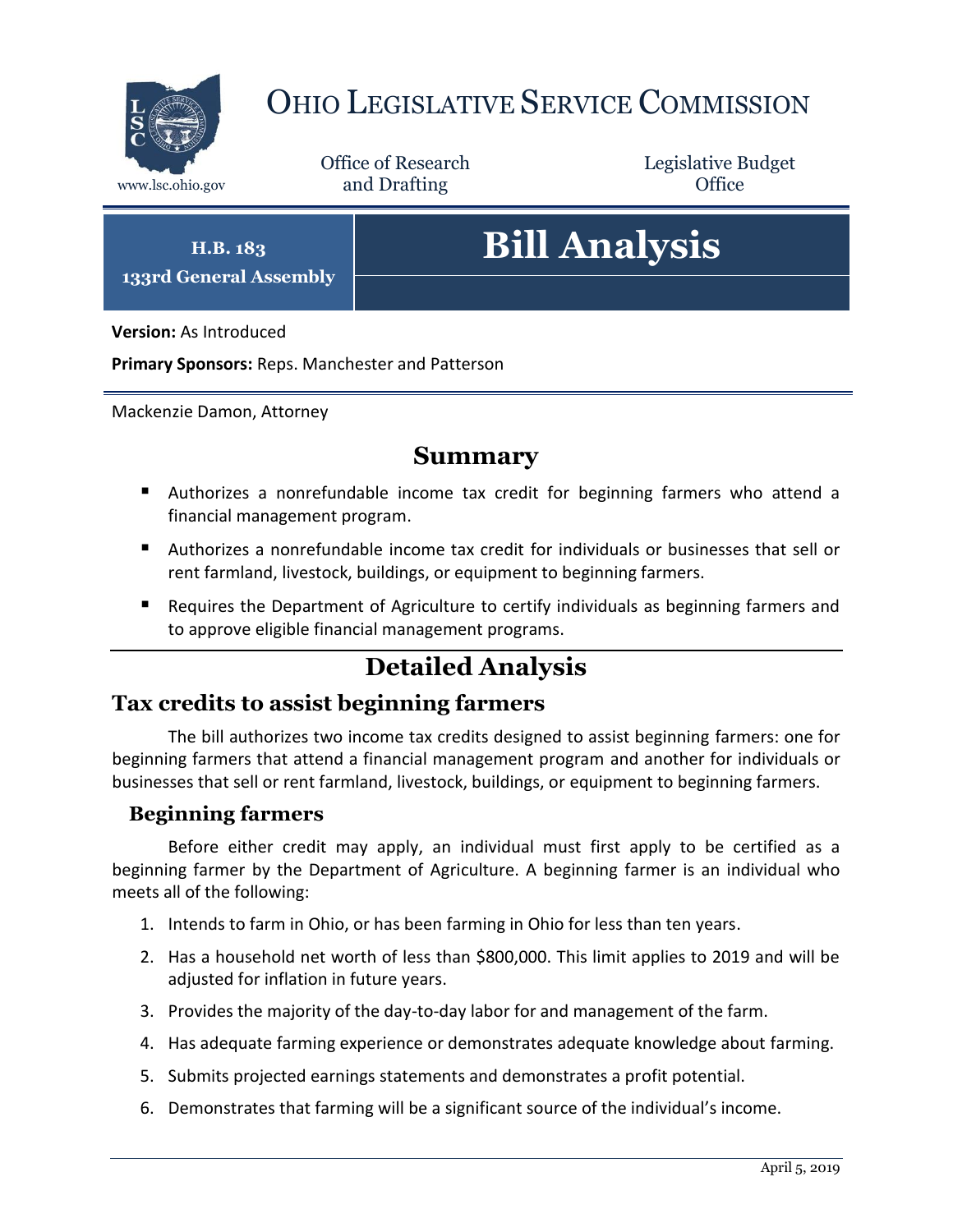# OHIO LEGISLATIVE SERVICE COMMISSION

www.lsc.ohio.gov

Office of Research and Drafting

Legislative Budget Office

**H.B. 183**
**133rd General Assembly**

# Bill Analysis

**Version:** As Introduced

**Primary Sponsors:** Reps. Manchester and Patterson

Mackenzie Damon, Attorney

## Summary

- Authorizes a nonrefundable income tax credit for beginning farmers who attend a financial management program.
- Authorizes a nonrefundable income tax credit for individuals or businesses that sell or rent farmland, livestock, buildings, or equipment to beginning farmers.
- Requires the Department of Agriculture to certify individuals as beginning farmers and to approve eligible financial management programs.

## Detailed Analysis

### Tax credits to assist beginning farmers

The bill authorizes two income tax credits designed to assist beginning farmers: one for beginning farmers that attend a financial management program and another for individuals or businesses that sell or rent farmland, livestock, buildings, or equipment to beginning farmers.

#### Beginning farmers

Before either credit may apply, an individual must first apply to be certified as a beginning farmer by the Department of Agriculture. A beginning farmer is an individual who meets all of the following:

1. Intends to farm in Ohio, or has been farming in Ohio for less than ten years.
2. Has a household net worth of less than $800,000. This limit applies to 2019 and will be adjusted for inflation in future years.
3. Provides the majority of the day-to-day labor for and management of the farm.
4. Has adequate farming experience or demonstrates adequate knowledge about farming.
5. Submits projected earnings statements and demonstrates a profit potential.
6. Demonstrates that farming will be a significant source of the individual's income.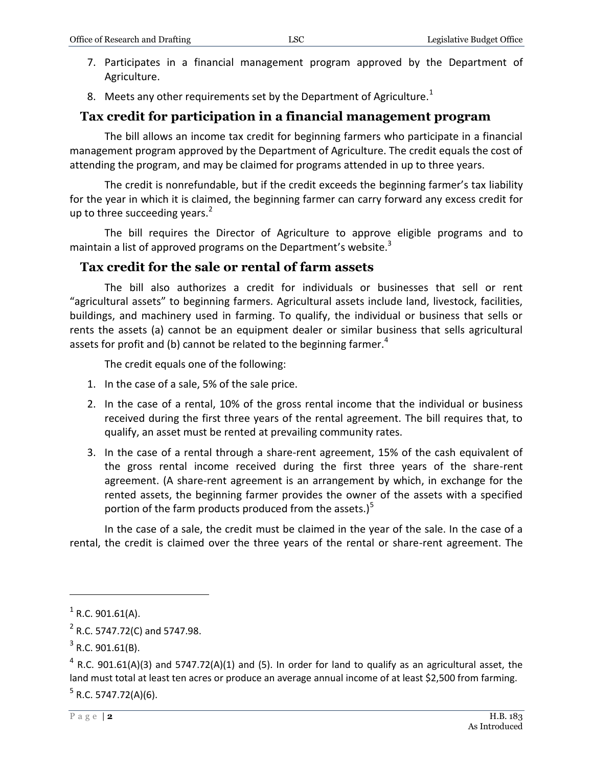7. Participates in a financial management program approved by the Department of Agriculture.
8. Meets any other requirements set by the Department of Agriculture.[1]

## Tax credit for participation in a financial management program

The bill allows an income tax credit for beginning farmers who participate in a financial management program approved by the Department of Agriculture. The credit equals the cost of attending the program, and may be claimed for programs attended in up to three years.

The credit is nonrefundable, but if the credit exceeds the beginning farmer's tax liability for the year in which it is claimed, the beginning farmer can carry forward any excess credit for up to three succeeding years.[2]

The bill requires the Director of Agriculture to approve eligible programs and to maintain a list of approved programs on the Department's website.[3]

## Tax credit for the sale or rental of farm assets

The bill also authorizes a credit for individuals or businesses that sell or rent "agricultural assets" to beginning farmers. Agricultural assets include land, livestock, facilities, buildings, and machinery used in farming. To qualify, the individual or business that sells or rents the assets (a) cannot be an equipment dealer or similar business that sells agricultural assets for profit and (b) cannot be related to the beginning farmer.[4]

The credit equals one of the following:

1. In the case of a sale, 5% of the sale price.
2. In the case of a rental, 10% of the gross rental income that the individual or business received during the first three years of the rental agreement. The bill requires that, to qualify, an asset must be rented at prevailing community rates.
3. In the case of a rental through a share-rent agreement, 15% of the cash equivalent of the gross rental income received during the first three years of the share-rent agreement. (A share-rent agreement is an arrangement by which, in exchange for the rented assets, the beginning farmer provides the owner of the assets with a specified portion of the farm products produced from the assets.)[5]

In the case of a sale, the credit must be claimed in the year of the sale. In the case of a rental, the credit is claimed over the three years of the rental or share-rent agreement. The

---

[1] R.C. 901.61(A).

[2] R.C. 5747.72(C) and 5747.98.

[3] R.C. 901.61(B).

[4] R.C. 901.61(A)(3) and 5747.72(A)(1) and (5). In order for land to qualify as an agricultural asset, the land must total at least ten acres or produce an average annual income of at least $2,500 from farming.

[5] R.C. 5747.72(A)(6).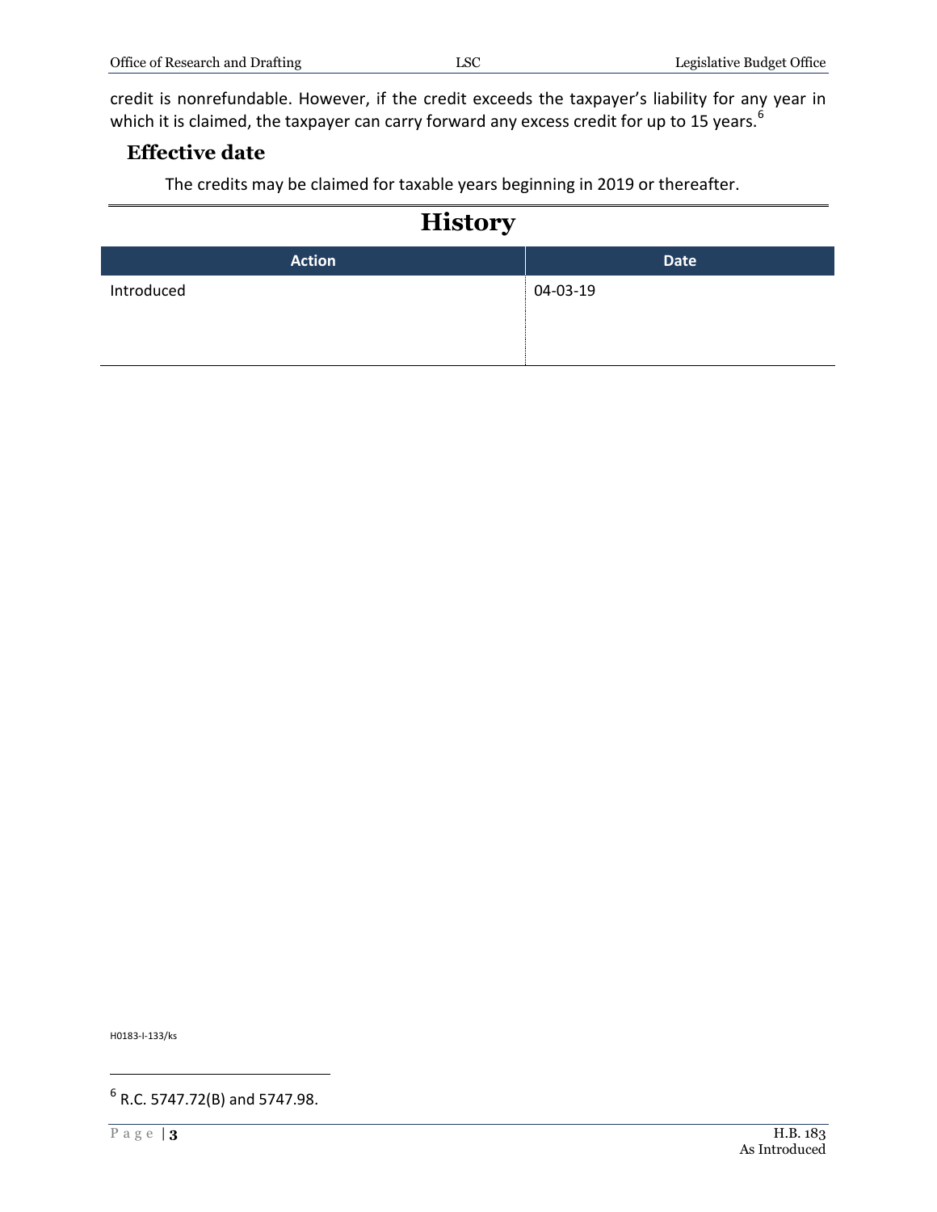credit is nonrefundable. However, if the credit exceeds the taxpayer's liability for any year in which it is claimed, the taxpayer can carry forward any excess credit for up to 15 years.[6]

## Effective date

The credits may be claimed for taxable years beginning in 2019 or thereafter.

# History

| Action | Date |
| --- | --- |
| Introduced | 04-03-19 |

H0183-I-133/ks

[6] R.C. 5747.72(B) and 5747.98.